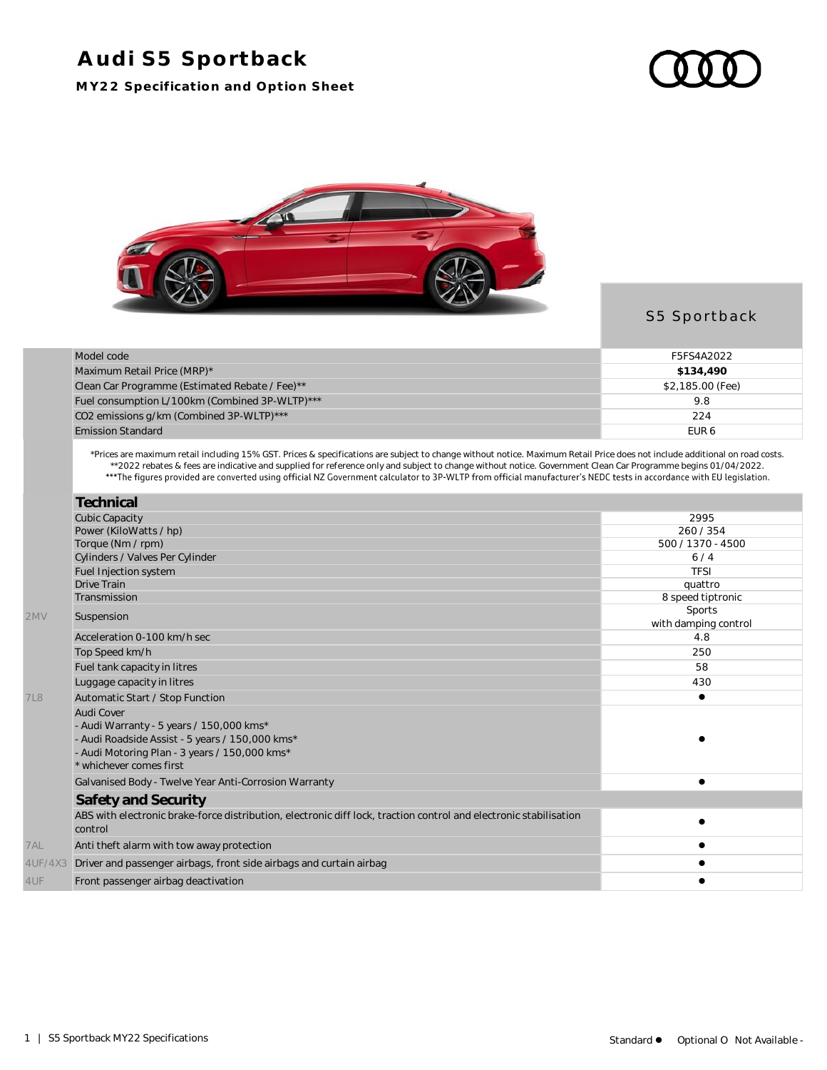# Audi S5 Sportback

## MY22 Specification and Option Sheet

| | | S5 Sportback |
|---|---|---|
| | Model code | F5FS4A2022 |
| | Maximum Retail Price (MRP)* | **$134,490** |
| | Clean Car Programme (Estimated Rebate / Fee)** | $2,185.00 (Fee) |
| | Fuel consumption L/100km (Combined 3P-WLTP)*** | 9.8 |
| | CO2 emissions g/km (Combined 3P-WLTP)*** | 224 |
| | Emission Standard | EUR 6 |

*Prices are maximum retail including 15% GST. Prices & specifications are subject to change without notice. Maximum Retail Price does not include additional on road costs.
**2022 rebates & fees are indicative and supplied for reference only and subject to change without notice. Government Clean Car Programme begins 01/04/2022.
***The figures provided are converted using official NZ Government calculator to 3P-WLTP from official manufacturer's NEDC tests in accordance with EU legislation.

| | **Technical** | |
|---|---|---|
| | Cubic Capacity | 2995 |
| | Power (KiloWatts / hp) | 260 / 354 |
| | Torque (Nm / rpm) | 500 / 1370 - 4500 |
| | Cylinders / Valves Per Cylinder | 6 / 4 |
| | Fuel Injection system | TFSI |
| | Drive Train | quattro |
| | Transmission | 8 speed tiptronic |
| 2MV | Suspension | Sports with damping control |
| | Acceleration 0-100 km/h sec | 4.8 |
| | Top Speed km/h | 250 |
| | Fuel tank capacity in litres | 58 |
| | Luggage capacity in litres | 430 |
| 7L8 | Automatic Start / Stop Function | ● |
| | Audi Cover<br>- Audi Warranty - 5 years / 150,000 kms*<br>- Audi Roadside Assist - 5 years / 150,000 kms*<br>- Audi Motoring Plan - 3 years / 150,000 kms*<br>* whichever comes first | ● |
| | Galvanised Body - Twelve Year Anti-Corrosion Warranty | ● |
| | **Safety and Security** | |
| | ABS with electronic brake-force distribution, electronic diff lock, traction control and electronic stabilisation control | ● |
| 7AL | Anti theft alarm with tow away protection | ● |
| 4UF/4X3 | Driver and passenger airbags, front side airbags and curtain airbag | ● |
| 4UF | Front passenger airbag deactivation | ● |

Standard ● Optional O Not Available -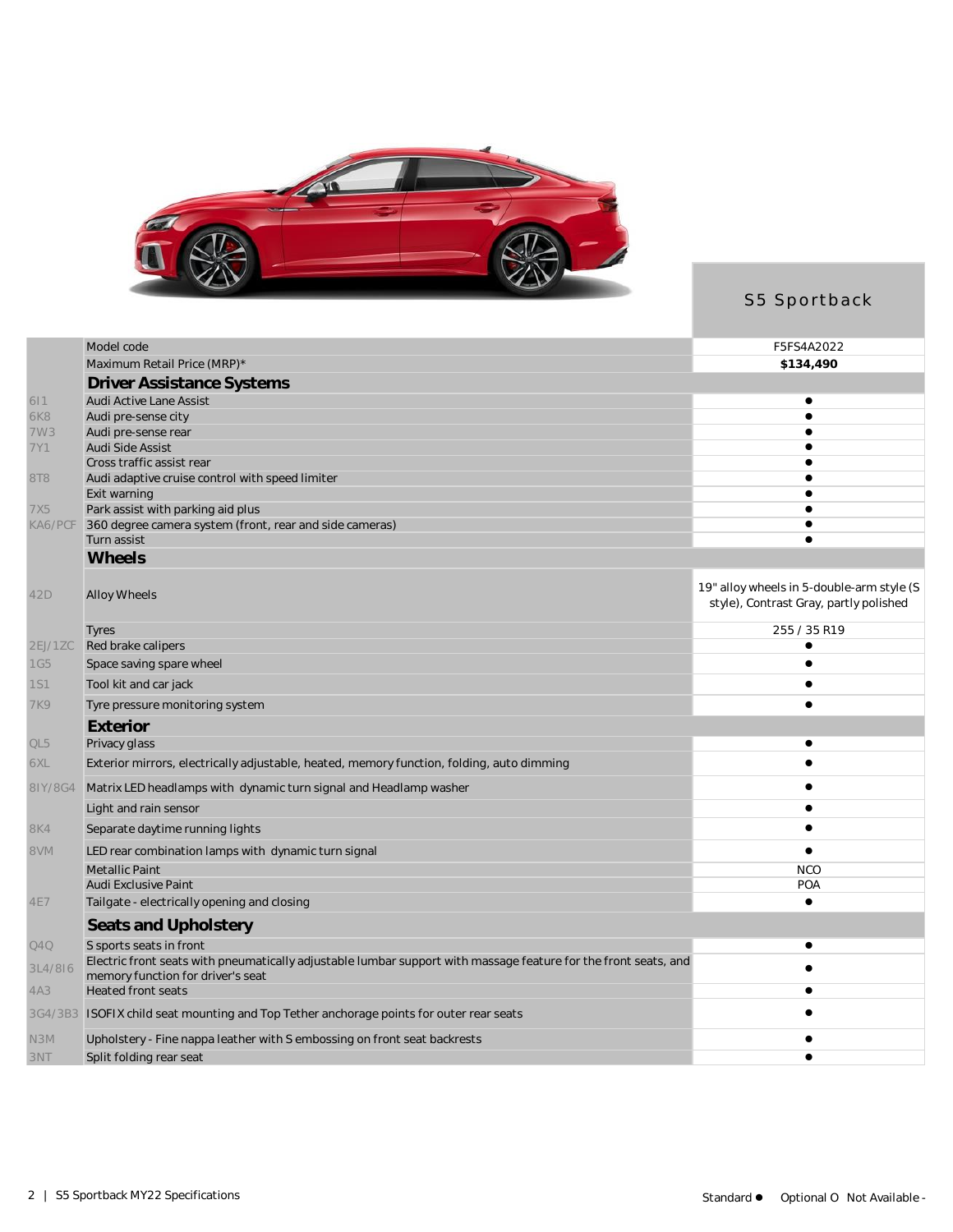| | | S5 Sportback |
|---|---|---|
| | Model code | F5FS4A2022 |
| | Maximum Retail Price (MRP)* | **$134,490** |
| | **Driver Assistance Systems** | |
| 6I1 | Audi Active Lane Assist | ● |
| 6K8 | Audi pre-sense city | ● |
| 7W3 | Audi pre-sense rear | ● |
| 7Y1 | Audi Side Assist | ● |
| | Cross traffic assist rear | ● |
| 8T8 | Audi adaptive cruise control with speed limiter | ● |
| | Exit warning | ● |
| 7X5 | Park assist with parking aid plus | ● |
| KA6/PCF | 360 degree camera system (front, rear and side cameras) | ● |
| | Turn assist | ● |
| | **Wheels** | |
| 42D | Alloy Wheels | 19" alloy wheels in 5-double-arm style (S style), Contrast Gray, partly polished |
| | Tyres | 255 / 35 R19 |
| 2EJ/1ZC | Red brake calipers | ● |
| 1G5 | Space saving spare wheel | ● |
| 1S1 | Tool kit and car jack | ● |
| 7K9 | Tyre pressure monitoring system | ● |
| | **Exterior** | |
| QL5 | Privacy glass | ● |
| 6XL | Exterior mirrors, electrically adjustable, heated, memory function, folding, auto dimming | ● |
| 8IY/8G4 | Matrix LED headlamps with dynamic turn signal and Headlamp washer | ● |
| | Light and rain sensor | ● |
| 8K4 | Separate daytime running lights | ● |
| 8VM | LED rear combination lamps with dynamic turn signal | ● |
| | Metallic Paint | NCO |
| | Audi Exclusive Paint | POA |
| 4E7 | Tailgate - electrically opening and closing | ● |
| | **Seats and Upholstery** | |
| Q4Q | S sports seats in front | ● |
| 3L4/8I6 | Electric front seats with pneumatically adjustable lumbar support with massage feature for the front seats, and memory function for driver's seat | ● |
| 4A3 | Heated front seats | ● |
| 3G4/3B3 | ISOFIX child seat mounting and Top Tether anchorage points for outer rear seats | ● |
| N3M | Upholstery - Fine nappa leather with S embossing on front seat backrests | ● |
| 3NT | Split folding rear seat | ● |

Standard ● Optional O Not Available -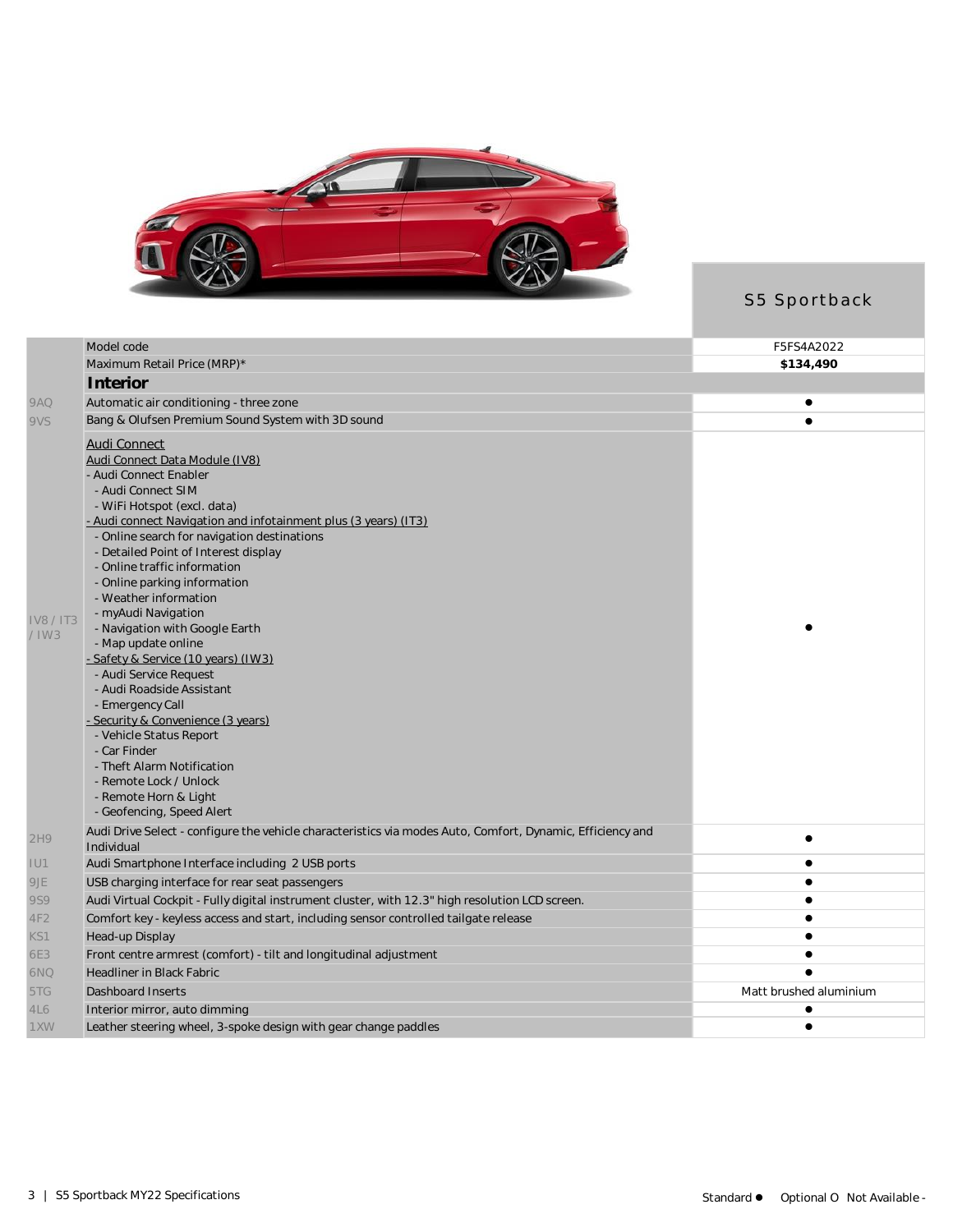| | | S5 Sportback |
|---|---|---|
| | Model code | F5FS4A2022 |
| | Maximum Retail Price (MRP)* | **$134,490** |
| | **Interior** | |
| 9AQ | Automatic air conditioning - three zone | ● |
| 9VS | Bang & Olufsen Premium Sound System with 3D sound | ● |
| IV8 / IT3 / IW3 | Audi Connect<br>Audi Connect Data Module (IV8)<br>- Audi Connect Enabler<br>- Audi Connect SIM<br>- WiFi Hotspot (excl. data)<br>- Audi connect Navigation and infotainment plus (3 years) (IT3)<br>- Online search for navigation destinations<br>- Detailed Point of Interest display<br>- Online traffic information<br>- Online parking information<br>- Weather information<br>- myAudi Navigation<br>- Navigation with Google Earth<br>- Map update online<br>- Safety & Service (10 years) (IW3)<br>- Audi Service Request<br>- Audi Roadside Assistant<br>- Emergency Call<br>- Security & Convenience (3 years)<br>- Vehicle Status Report<br>- Car Finder<br>- Theft Alarm Notification<br>- Remote Lock / Unlock<br>- Remote Horn & Light<br>- Geofencing, Speed Alert | ● |
| 2H9 | Audi Drive Select - configure the vehicle characteristics via modes Auto, Comfort, Dynamic, Efficiency and Individual | ● |
| IU1 | Audi Smartphone Interface including 2 USB ports | ● |
| 9JE | USB charging interface for rear seat passengers | ● |
| 9S9 | Audi Virtual Cockpit - Fully digital instrument cluster, with 12.3" high resolution LCD screen. | ● |
| 4F2 | Comfort key - keyless access and start, including sensor controlled tailgate release | ● |
| KS1 | Head-up Display | ● |
| 6E3 | Front centre armrest (comfort) - tilt and longitudinal adjustment | ● |
| 6NQ | Headliner in Black Fabric | ● |
| 5TG | Dashboard Inserts | Matt brushed aluminium |
| 4L6 | Interior mirror, auto dimming | ● |
| 1XW | Leather steering wheel, 3-spoke design with gear change paddles | ● |

Standard ● Optional O Not Available -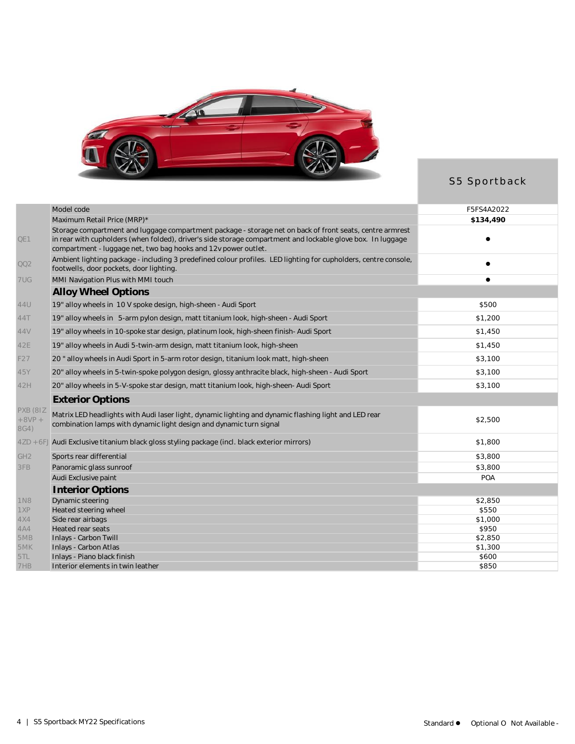| | | S5 Sportback |
|---|---|---|
| | Model code | F5FS4A2022 |
| | Maximum Retail Price (MRP)* | **$134,490** |
| QE1 | Storage compartment and luggage compartment package - storage net on back of front seats, centre armrest in rear with cupholders (when folded), driver's side storage compartment and lockable glove box. In luggage compartment - luggage net, two bag hooks and 12v power outlet. | ● |
| QQ2 | Ambient lighting package - including 3 predefined colour profiles. LED lighting for cupholders, centre console, footwells, door pockets, door lighting. | ● |
| 7UG | MMI Navigation Plus with MMI touch | ● |
| | **Alloy Wheel Options** | |
| 44U | 19" alloy wheels in 10 V spoke design, high-sheen - Audi Sport | $500 |
| 44T | 19" alloy wheels in 5-arm pylon design, matt titanium look, high-sheen - Audi Sport | $1,200 |
| 44V | 19" alloy wheels in 10-spoke star design, platinum look, high-sheen finish- Audi Sport | $1,450 |
| 42E | 19" alloy wheels in Audi 5-twin-arm design, matt titanium look, high-sheen | $1,450 |
| F27 | 20 " alloy wheels in Audi Sport in 5-arm rotor design, titanium look matt, high-sheen | $3,100 |
| 45Y | 20" alloy wheels in 5-twin-spoke polygon design, glossy anthracite black, high-sheen - Audi Sport | $3,100 |
| 42H | 20" alloy wheels in 5-V-spoke star design, matt titanium look, high-sheen- Audi Sport | $3,100 |
| | **Exterior Options** | |
| PXB (8IZ +8VP + 8G4) | Matrix LED headlights with Audi laser light, dynamic lighting and dynamic flashing light and LED rear combination lamps with dynamic light design and dynamic turn signal | $2,500 |
| 4ZD +6FJ | Audi Exclusive titanium black gloss styling package (incl. black exterior mirrors) | $1,800 |
| GH2 | Sports rear differential | $3,800 |
| 3FB | Panoramic glass sunroof | $3,800 |
| | Audi Exclusive paint | POA |
| | **Interior Options** | |
| 1N8 | Dynamic steering | $2,850 |
| 1XP | Heated steering wheel | $550 |
| 4X4 | Side rear airbags | $1,000 |
| 4A4 | Heated rear seats | $950 |
| 5MB | Inlays - Carbon Twill | $2,850 |
| 5MK | Inlays - Carbon Atlas | $1,300 |
| 5TL | Inlays - Piano black finish | $600 |
| 7HB | Interior elements in twin leather | $850 |

Standard ● Optional O Not Available -